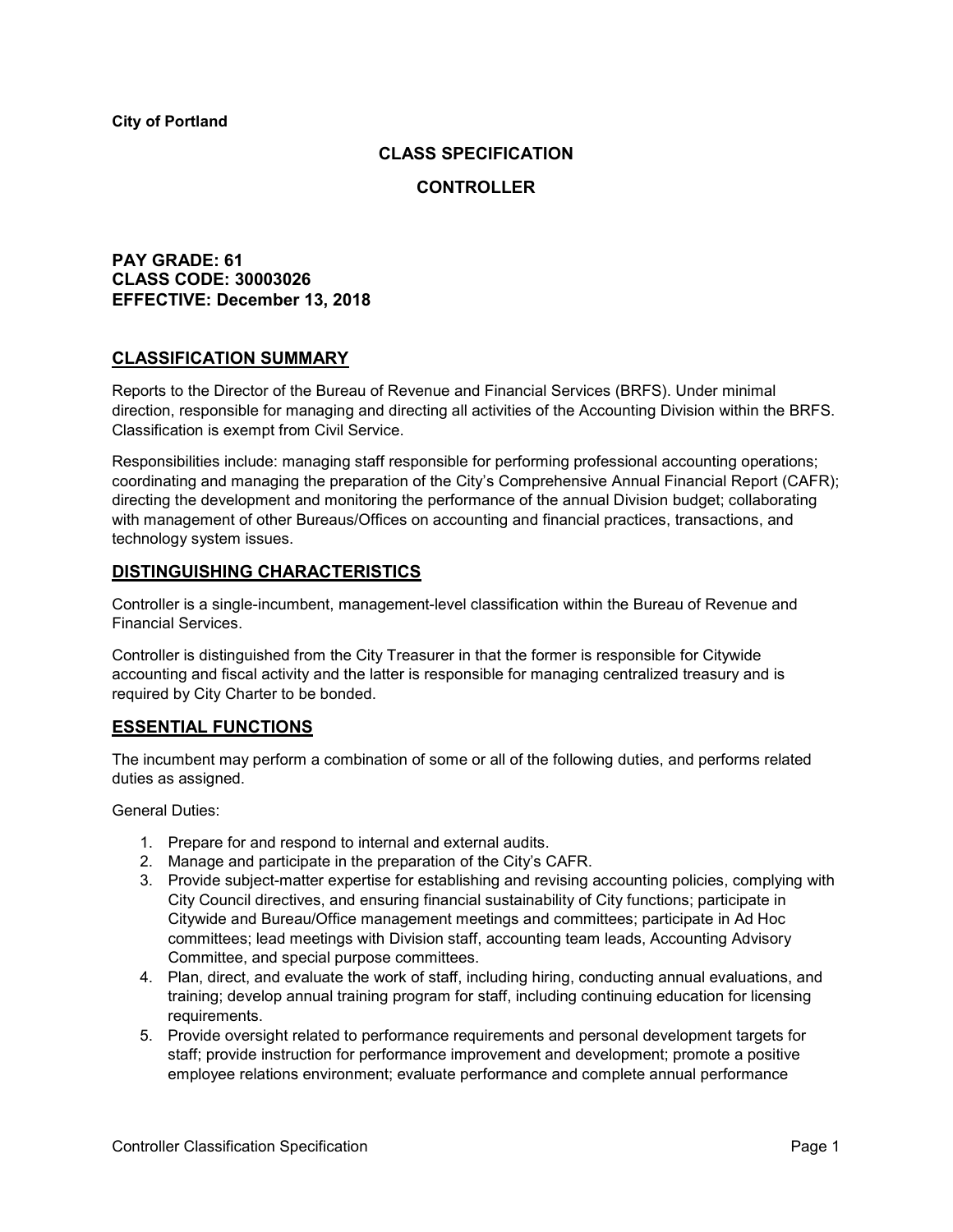**City of Portland**

## CLASS SPECIFICATION

## CONTROLLER

**PAY GRADE: 61**
**CLASS CODE: 30003026**
**EFFECTIVE: December 13, 2018**

## CLASSIFICATION SUMMARY

Reports to the Director of the Bureau of Revenue and Financial Services (BRFS). Under minimal direction, responsible for managing and directing all activities of the Accounting Division within the BRFS. Classification is exempt from Civil Service.

Responsibilities include: managing staff responsible for performing professional accounting operations; coordinating and managing the preparation of the City's Comprehensive Annual Financial Report (CAFR); directing the development and monitoring the performance of the annual Division budget; collaborating with management of other Bureaus/Offices on accounting and financial practices, transactions, and technology system issues.

## DISTINGUISHING CHARACTERISTICS

Controller is a single-incumbent, management-level classification within the Bureau of Revenue and Financial Services.

Controller is distinguished from the City Treasurer in that the former is responsible for Citywide accounting and fiscal activity and the latter is responsible for managing centralized treasury and is required by City Charter to be bonded.

## ESSENTIAL FUNCTIONS

The incumbent may perform a combination of some or all of the following duties, and performs related duties as assigned.

General Duties:

1. Prepare for and respond to internal and external audits.
2. Manage and participate in the preparation of the City's CAFR.
3. Provide subject-matter expertise for establishing and revising accounting policies, complying with City Council directives, and ensuring financial sustainability of City functions; participate in Citywide and Bureau/Office management meetings and committees; participate in Ad Hoc committees; lead meetings with Division staff, accounting team leads, Accounting Advisory Committee, and special purpose committees.
4. Plan, direct, and evaluate the work of staff, including hiring, conducting annual evaluations, and training; develop annual training program for staff, including continuing education for licensing requirements.
5. Provide oversight related to performance requirements and personal development targets for staff; provide instruction for performance improvement and development; promote a positive employee relations environment; evaluate performance and complete annual performance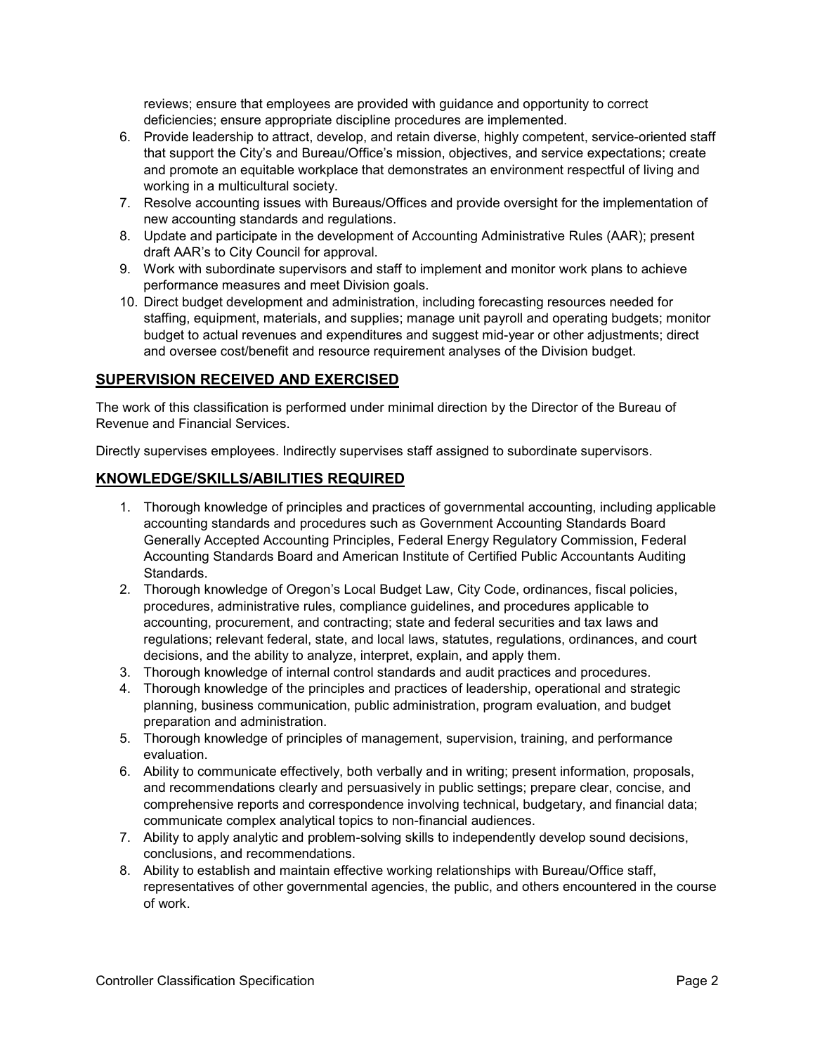reviews; ensure that employees are provided with guidance and opportunity to correct deficiencies; ensure appropriate discipline procedures are implemented.

6. Provide leadership to attract, develop, and retain diverse, highly competent, service-oriented staff that support the City's and Bureau/Office's mission, objectives, and service expectations; create and promote an equitable workplace that demonstrates an environment respectful of living and working in a multicultural society.
7. Resolve accounting issues with Bureaus/Offices and provide oversight for the implementation of new accounting standards and regulations.
8. Update and participate in the development of Accounting Administrative Rules (AAR); present draft AAR's to City Council for approval.
9. Work with subordinate supervisors and staff to implement and monitor work plans to achieve performance measures and meet Division goals.
10. Direct budget development and administration, including forecasting resources needed for staffing, equipment, materials, and supplies; manage unit payroll and operating budgets; monitor budget to actual revenues and expenditures and suggest mid-year or other adjustments; direct and oversee cost/benefit and resource requirement analyses of the Division budget.

## SUPERVISION RECEIVED AND EXERCISED

The work of this classification is performed under minimal direction by the Director of the Bureau of Revenue and Financial Services.

Directly supervises employees. Indirectly supervises staff assigned to subordinate supervisors.

## KNOWLEDGE/SKILLS/ABILITIES REQUIRED

1. Thorough knowledge of principles and practices of governmental accounting, including applicable accounting standards and procedures such as Government Accounting Standards Board Generally Accepted Accounting Principles, Federal Energy Regulatory Commission, Federal Accounting Standards Board and American Institute of Certified Public Accountants Auditing Standards.
2. Thorough knowledge of Oregon's Local Budget Law, City Code, ordinances, fiscal policies, procedures, administrative rules, compliance guidelines, and procedures applicable to accounting, procurement, and contracting; state and federal securities and tax laws and regulations; relevant federal, state, and local laws, statutes, regulations, ordinances, and court decisions, and the ability to analyze, interpret, explain, and apply them.
3. Thorough knowledge of internal control standards and audit practices and procedures.
4. Thorough knowledge of the principles and practices of leadership, operational and strategic planning, business communication, public administration, program evaluation, and budget preparation and administration.
5. Thorough knowledge of principles of management, supervision, training, and performance evaluation.
6. Ability to communicate effectively, both verbally and in writing; present information, proposals, and recommendations clearly and persuasively in public settings; prepare clear, concise, and comprehensive reports and correspondence involving technical, budgetary, and financial data; communicate complex analytical topics to non-financial audiences.
7. Ability to apply analytic and problem-solving skills to independently develop sound decisions, conclusions, and recommendations.
8. Ability to establish and maintain effective working relationships with Bureau/Office staff, representatives of other governmental agencies, the public, and others encountered in the course of work.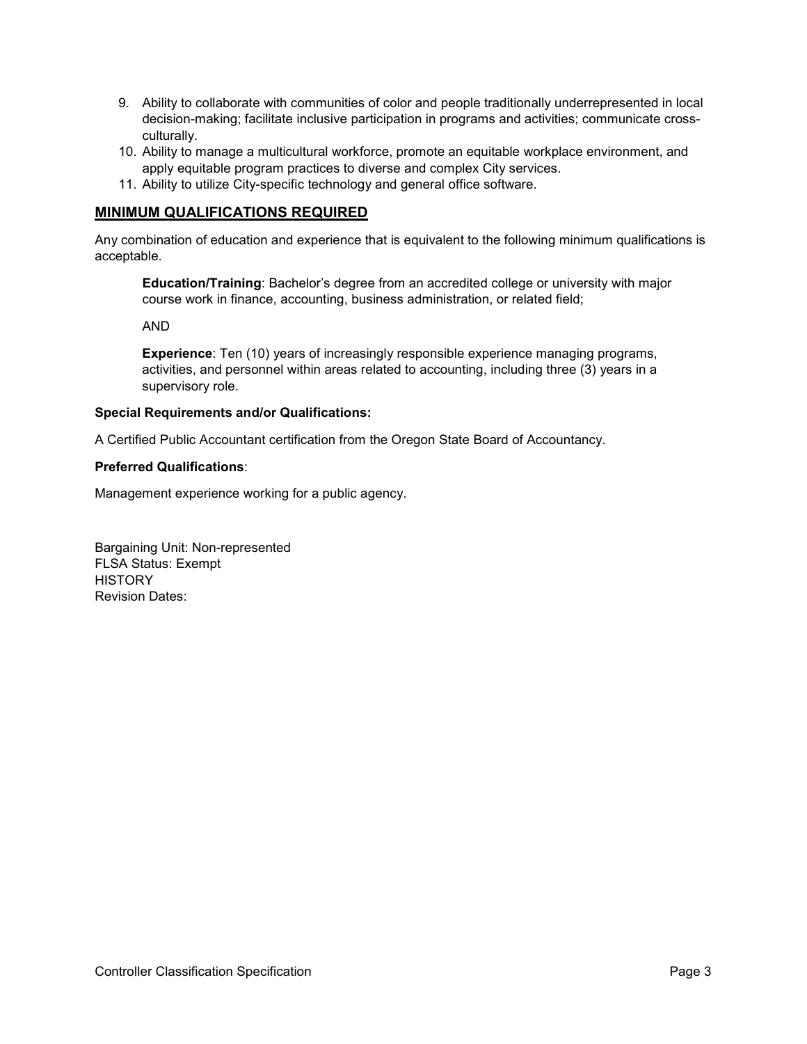9. Ability to collaborate with communities of color and people traditionally underrepresented in local decision-making; facilitate inclusive participation in programs and activities; communicate cross-culturally.
10. Ability to manage a multicultural workforce, promote an equitable workplace environment, and apply equitable program practices to diverse and complex City services.
11. Ability to utilize City-specific technology and general office software.

## MINIMUM QUALIFICATIONS REQUIRED

Any combination of education and experience that is equivalent to the following minimum qualifications is acceptable.

**Education/Training**: Bachelor's degree from an accredited college or university with major course work in finance, accounting, business administration, or related field;

AND

**Experience**: Ten (10) years of increasingly responsible experience managing programs, activities, and personnel within areas related to accounting, including three (3) years in a supervisory role.

**Special Requirements and/or Qualifications:**

A Certified Public Accountant certification from the Oregon State Board of Accountancy.

**Preferred Qualifications**:

Management experience working for a public agency.

Bargaining Unit: Non-represented
FLSA Status: Exempt
HISTORY
Revision Dates: